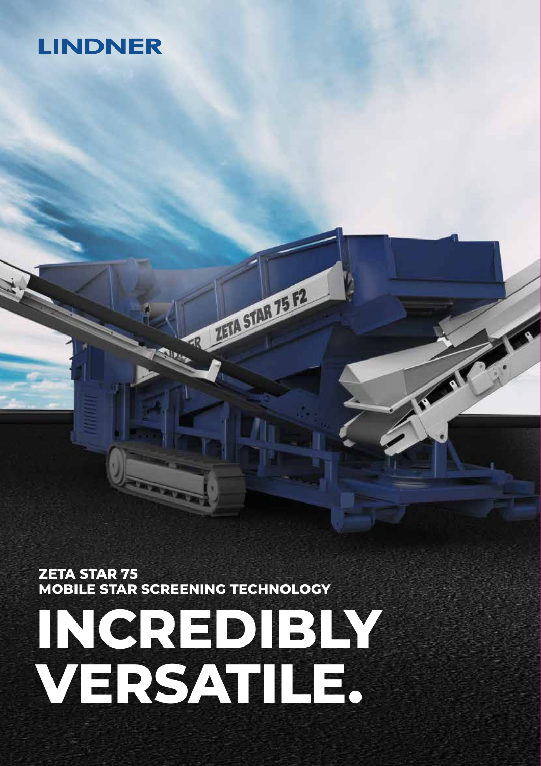LINDNER

**ZETA STAR 75**
**MOBILE STAR SCREENING TECHNOLOGY**

# INCREDIBLY VERSATILE.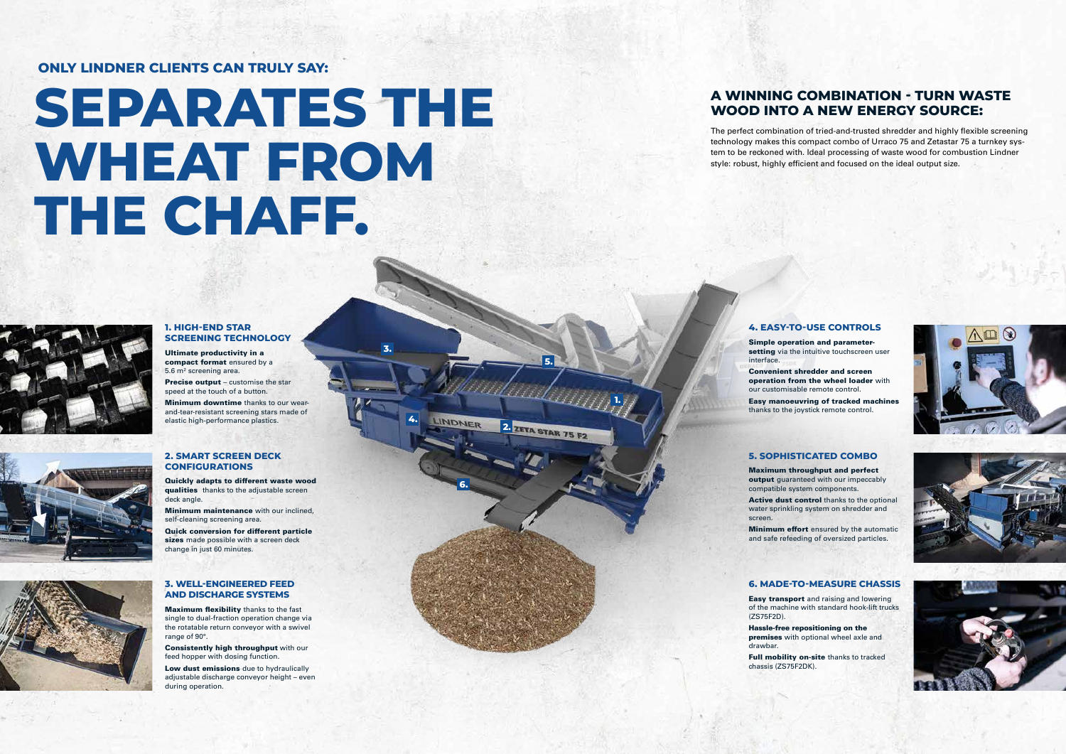**ONLY LINDNER CLIENTS CAN TRULY SAY:**

# SEPARATES THE WHEAT FROM THE CHAFF.

## A WINNING COMBINATION - TURN WASTE WOOD INTO A NEW ENERGY SOURCE:

The perfect combination of tried-and-trusted shredder and highly flexible screening technology makes this compact combo of Urraco 75 and Zetastar 75 a turnkey system to be reckoned with. Ideal processing of waste wood for combustion Lindner style: robust, highly efficient and focused on the ideal output size.

### 1. HIGH-END STAR SCREENING TECHNOLOGY

**Ultimate productivity in a compact format** ensured by a 5.6 m² screening area.

**Precise output** – customise the star speed at the touch of a button.

**Minimum downtime** thanks to our wear-and-tear-resistant screening stars made of elastic high-performance plastics.

### 2. SMART SCREEN DECK CONFIGURATIONS

**Quickly adapts to different waste wood qualities** thanks to the adjustable screen deck angle.

**Minimum maintenance** with our inclined, self-cleaning screening area.

**Quick conversion for different particle sizes** made possible with a screen deck change in just 60 minutes.

### 3. WELL-ENGINEERED FEED AND DISCHARGE SYSTEMS

**Maximum flexibility** thanks to the fast single to dual-fraction operation change via the rotatable return conveyor with a swivel range of 90°.

**Consistently high throughput** with our feed hopper with dosing function.

**Low dust emissions** due to hydraulically adjustable discharge conveyor height – even during operation.

### 4. EASY-TO-USE CONTROLS

**Simple operation and parameter-setting** via the intuitive touchscreen user interface.

**Convenient shredder and screen operation from the wheel loader** with our customisable remote control.

**Easy manoeuvring of tracked machines** thanks to the joystick remote control.

### 5. SOPHISTICATED COMBO

**Maximum throughput and perfect output** guaranteed with our impeccably compatible system components.

**Active dust control** thanks to the optional water sprinkling system on shredder and screen.

**Minimum effort** ensured by the automatic and safe refeeding of oversized particles.

### 6. MADE-TO-MEASURE CHASSIS

**Easy transport** and raising and lowering of the machine with standard hook-lift trucks (ZS75F2D).

**Hassle-free repositioning on the premises** with optional wheel axle and drawbar.

**Full mobility on-site** thanks to tracked chassis (ZS75F2DK).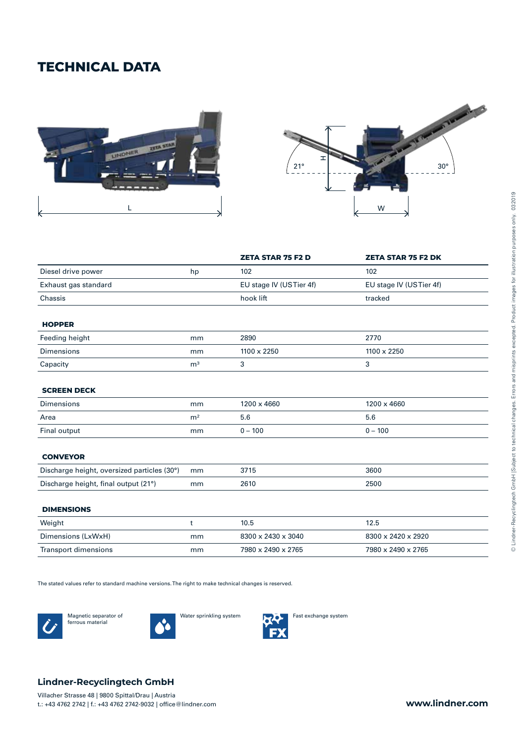# TECHNICAL DATA

L

21°

H

30°

W

| | | ZETA STAR 75 F2 D | ZETA STAR 75 F2 DK |
|---|---|---|---|
| Diesel drive power | hp | 102 | 102 |
| Exhaust gas standard | | EU stage IV (USTier 4f) | EU stage IV (USTier 4f) |
| Chassis | | hook lift | tracked |
| **HOPPER** | | | |
| Feeding height | mm | 2890 | 2770 |
| Dimensions | mm | 1100 x 2250 | 1100 x 2250 |
| Capacity | m³ | 3 | 3 |
| **SCREEN DECK** | | | |
| Dimensions | mm | 1200 x 4660 | 1200 x 4660 |
| Area | m² | 5.6 | 5.6 |
| Final output | mm | 0 – 100 | 0 – 100 |
| **CONVEYOR** | | | |
| Discharge height, oversized particles (30°) | mm | 3715 | 3600 |
| Discharge height, final output (21°) | mm | 2610 | 2500 |
| **DIMENSIONS** | | | |
| Weight | t | 10.5 | 12.5 |
| Dimensions (LxWxH) | mm | 8300 x 2430 x 3040 | 8300 x 2420 x 2920 |
| Transport dimensions | mm | 7980 x 2490 x 2765 | 7980 x 2490 x 2765 |

The stated values refer to standard machine versions. The right to make technical changes is reserved.

Magnetic separator of ferrous material

Water sprinkling system

Fast exchange system

**Lindner-Recyclingtech GmbH**

Villacher Strasse 48 | 9800 Spittal/Drau | Austria
t.: +43 4762 2742 | f.: +43 4762 2742-9032 | office@lindner.com

**www.lindner.com**

© Lindner-Recyclingtech GmbH |Subject to technical changes. Errors and misprints excepted. Product images for illustration purposes only. 032019